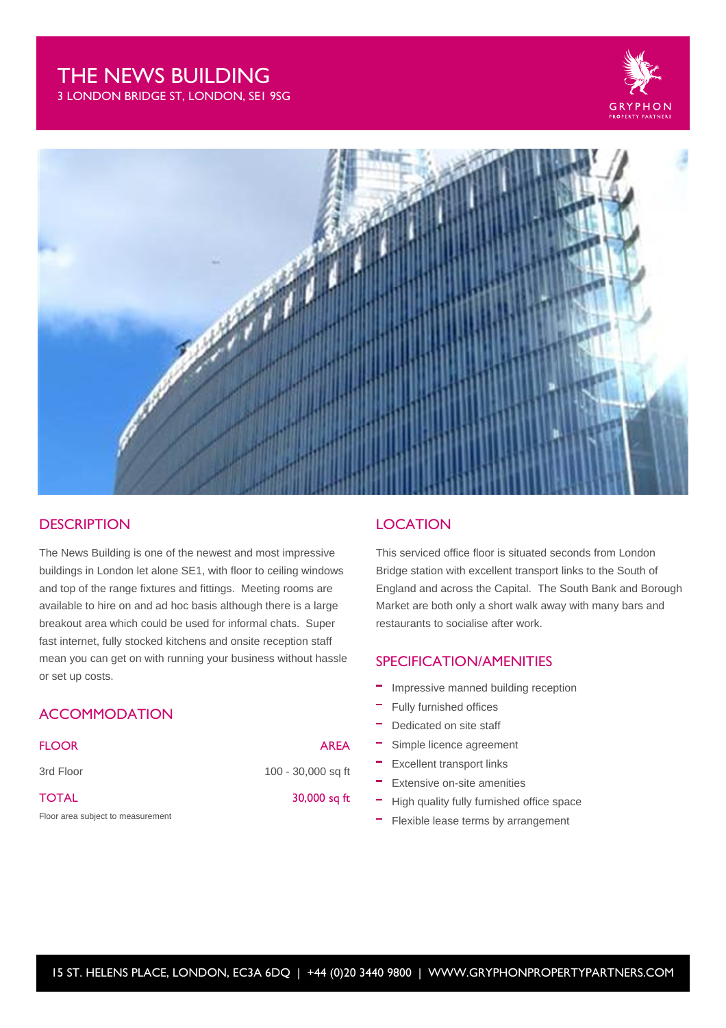# THE NEWS BUILDING

3 LONDON BRIDGE ST, LONDON, SE1 9SG

GRYPHON PROPERTY PARTNERS

## DESCRIPTION

The News Building is one of the newest and most impressive buildings in London let alone SE1, with floor to ceiling windows and top of the range fixtures and fittings. Meeting rooms are available to hire on and ad hoc basis although there is a large breakout area which could be used for informal chats. Super fast internet, fully stocked kitchens and onsite reception staff mean you can get on with running your business without hassle or set up costs.

## ACCOMMODATION

| FLOOR | AREA |
|---|---|
| 3rd Floor | 100 - 30,000 sq ft |
| TOTAL | 30,000 sq ft |

Floor area subject to measurement

## LOCATION

This serviced office floor is situated seconds from London Bridge station with excellent transport links to the South of England and across the Capital. The South Bank and Borough Market are both only a short walk away with many bars and restaurants to socialise after work.

## SPECIFICATION/AMENITIES

- Impressive manned building reception
- Fully furnished offices
- Dedicated on site staff
- Simple licence agreement
- Excellent transport links
- Extensive on-site amenities
- High quality fully furnished office space
- Flexible lease terms by arrangement

15 ST. HELENS PLACE, LONDON, EC3A 6DQ | +44 (0)20 3440 9800 | WWW.GRYPHONPROPERTYPARTNERS.COM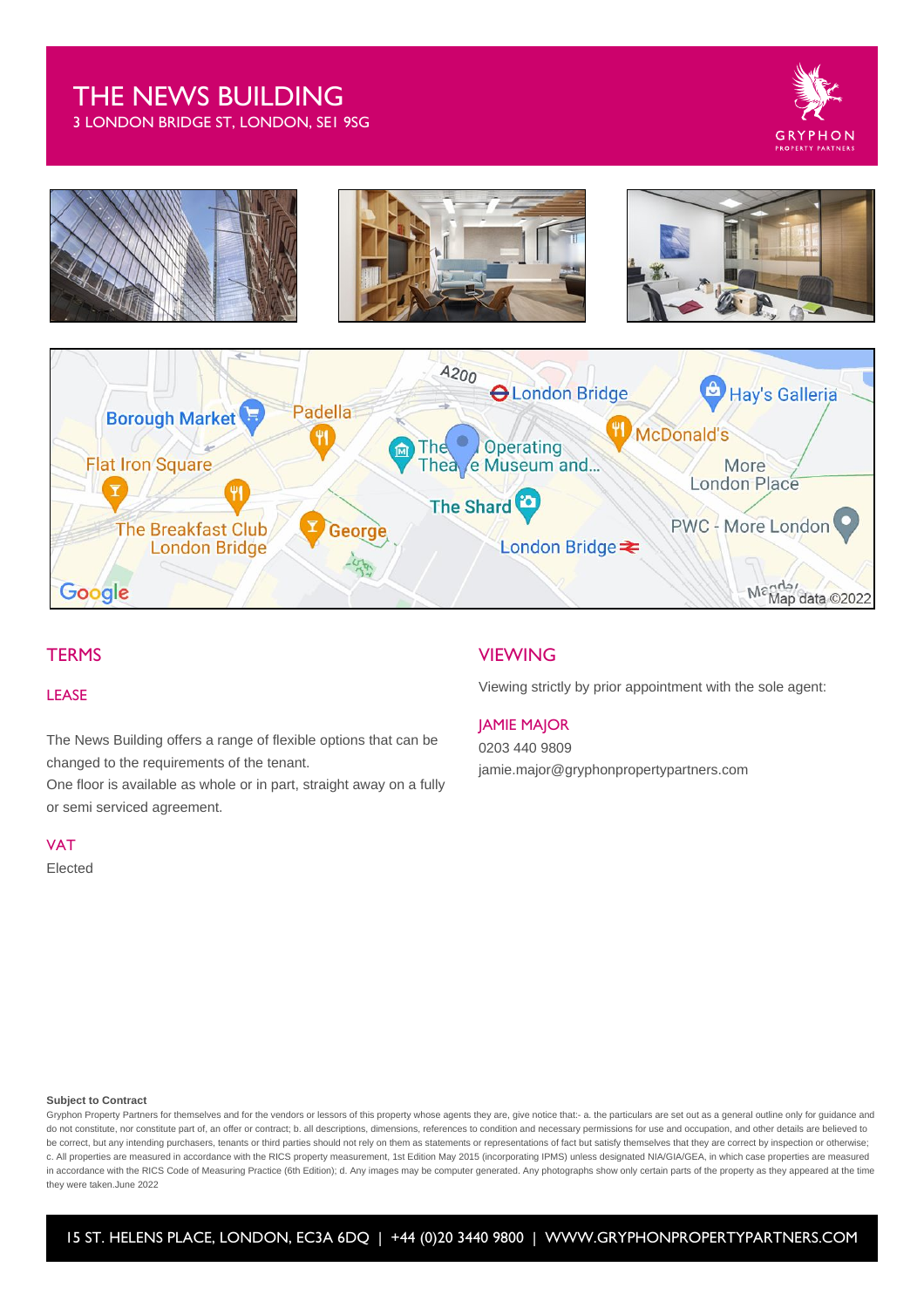# THE NEWS BUILDING

3 LONDON BRIDGE ST, LONDON, SE1 9SG

## TERMS

### LEASE

The News Building offers a range of flexible options that can be changed to the requirements of the tenant.
One floor is available as whole or in part, straight away on a fully or semi serviced agreement.

### VAT

Elected

## VIEWING

Viewing strictly by prior appointment with the sole agent:

### JAMIE MAJOR

0203 440 9809
jamie.major@gryphonpropertypartners.com

**Subject to Contract**

Gryphon Property Partners for themselves and for the vendors or lessors of this property whose agents they are, give notice that:- a. the particulars are set out as a general outline only for guidance and do not constitute, nor constitute part of, an offer or contract; b. all descriptions, dimensions, references to condition and necessary permissions for use and occupation, and other details are believed to be correct, but any intending purchasers, tenants or third parties should not rely on them as statements or representations of fact but satisfy themselves that they are correct by inspection or otherwise; c. All properties are measured in accordance with the RICS property measurement, 1st Edition May 2015 (incorporating IPMS) unless designated NIA/GIA/GEA, in which case properties are measured in accordance with the RICS Code of Measuring Practice (6th Edition); d. Any images may be computer generated. Any photographs show only certain parts of the property as they appeared at the time they were taken.June 2022

15 ST. HELENS PLACE, LONDON, EC3A 6DQ | +44 (0)20 3440 9800 | WWW.GRYPHONPROPERTYPARTNERS.COM